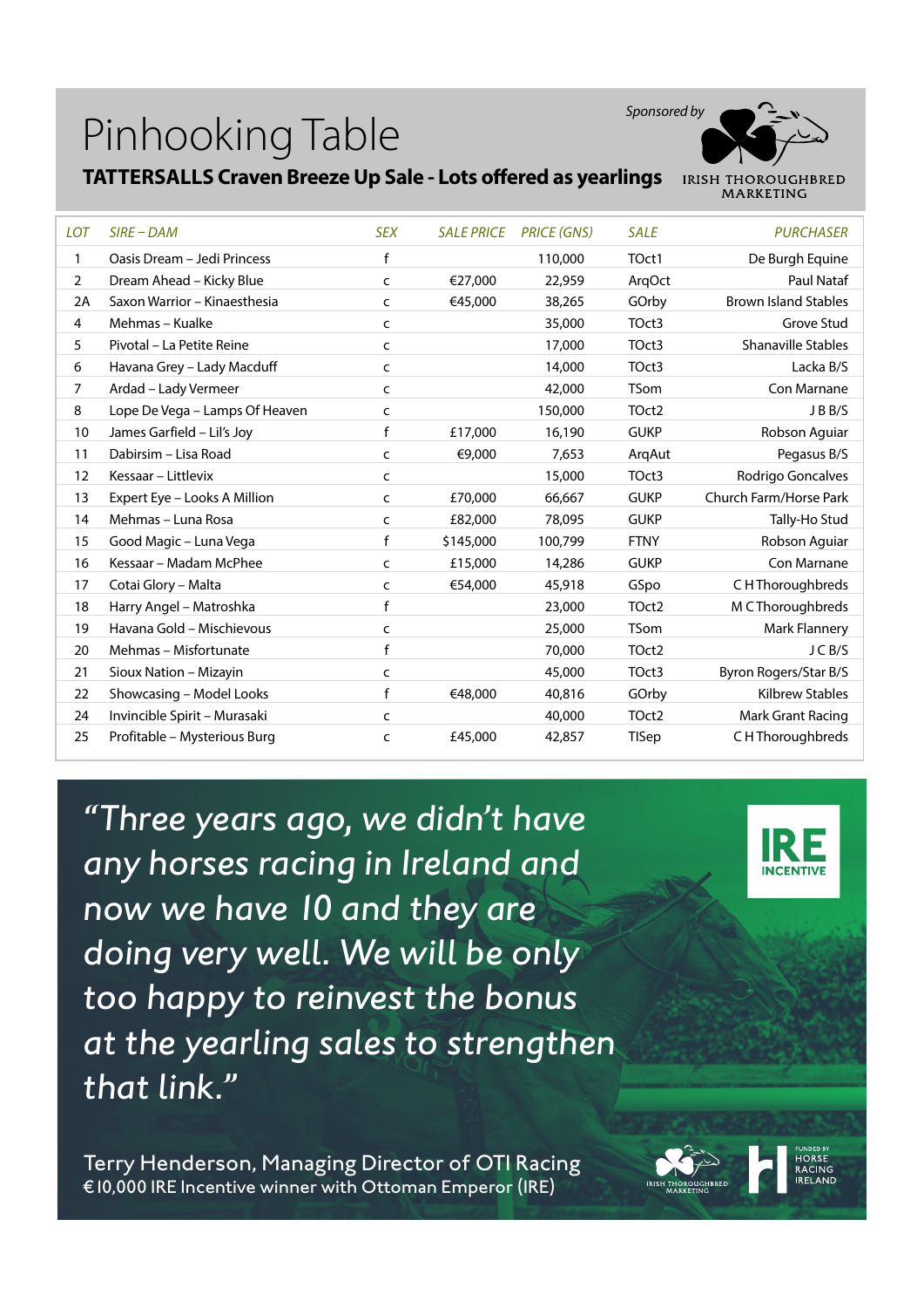# Pinhooking Table

**TATTERSALLS Craven Breeze Up Sale - Lots offered as yearlings**

Sponsored by IRISH THOROUGHBRED MARKETING

| LOT | SIRE – DAM | SEX | SALE PRICE | PRICE (GNS) | SALE | PURCHASER |
|---|---|---|---|---|---|---|
| 1 | Oasis Dream – Jedi Princess | f | | 110,000 | TOct1 | De Burgh Equine |
| 2 | Dream Ahead – Kicky Blue | c | €27,000 | 22,959 | ArqOct | Paul Nataf |
| 2A | Saxon Warrior – Kinaesthesia | c | €45,000 | 38,265 | GOrby | Brown Island Stables |
| 4 | Mehmas – Kualke | c | | 35,000 | TOct3 | Grove Stud |
| 5 | Pivotal – La Petite Reine | c | | 17,000 | TOct3 | Shanaville Stables |
| 6 | Havana Grey – Lady Macduff | c | | 14,000 | TOct3 | Lacka B/S |
| 7 | Ardad – Lady Vermeer | c | | 42,000 | TSom | Con Marnane |
| 8 | Lope De Vega – Lamps Of Heaven | c | | 150,000 | TOct2 | J B B/S |
| 10 | James Garfield – Lil's Joy | f | £17,000 | 16,190 | GUKP | Robson Aguiar |
| 11 | Dabirsim – Lisa Road | c | €9,000 | 7,653 | ArqAut | Pegasus B/S |
| 12 | Kessaar – Littlevix | c | | 15,000 | TOct3 | Rodrigo Goncalves |
| 13 | Expert Eye – Looks A Million | c | £70,000 | 66,667 | GUKP | Church Farm/Horse Park |
| 14 | Mehmas – Luna Rosa | c | £82,000 | 78,095 | GUKP | Tally-Ho Stud |
| 15 | Good Magic – Luna Vega | f | $145,000 | 100,799 | FTNY | Robson Aguiar |
| 16 | Kessaar – Madam McPhee | c | £15,000 | 14,286 | GUKP | Con Marnane |
| 17 | Cotai Glory – Malta | c | €54,000 | 45,918 | GSpo | C H Thoroughbreds |
| 18 | Harry Angel – Matroshka | f | | 23,000 | TOct2 | M C Thoroughbreds |
| 19 | Havana Gold – Mischievous | c | | 25,000 | TSom | Mark Flannery |
| 20 | Mehmas – Misfortunate | f | | 70,000 | TOct2 | J C B/S |
| 21 | Sioux Nation – Mizayin | c | | 45,000 | TOct3 | Byron Rogers/Star B/S |
| 22 | Showcasing – Model Looks | f | €48,000 | 40,816 | GOrby | Kilbrew Stables |
| 24 | Invincible Spirit – Murasaki | c | | 40,000 | TOct2 | Mark Grant Racing |
| 25 | Profitable – Mysterious Burg | c | £45,000 | 42,857 | TISep | C H Thoroughbreds |

*"Three years ago, we didn't have any horses racing in Ireland and now we have 10 and they are doing very well. We will be only too happy to reinvest the bonus at the yearling sales to strengthen that link."*

Terry Henderson, Managing Director of OTI Racing
€10,000 IRE Incentive winner with Ottoman Emperor (IRE)

IRE INCENTIVE

IRISH THOROUGHBRED MARKETING

FUNDED BY HORSE RACING IRELAND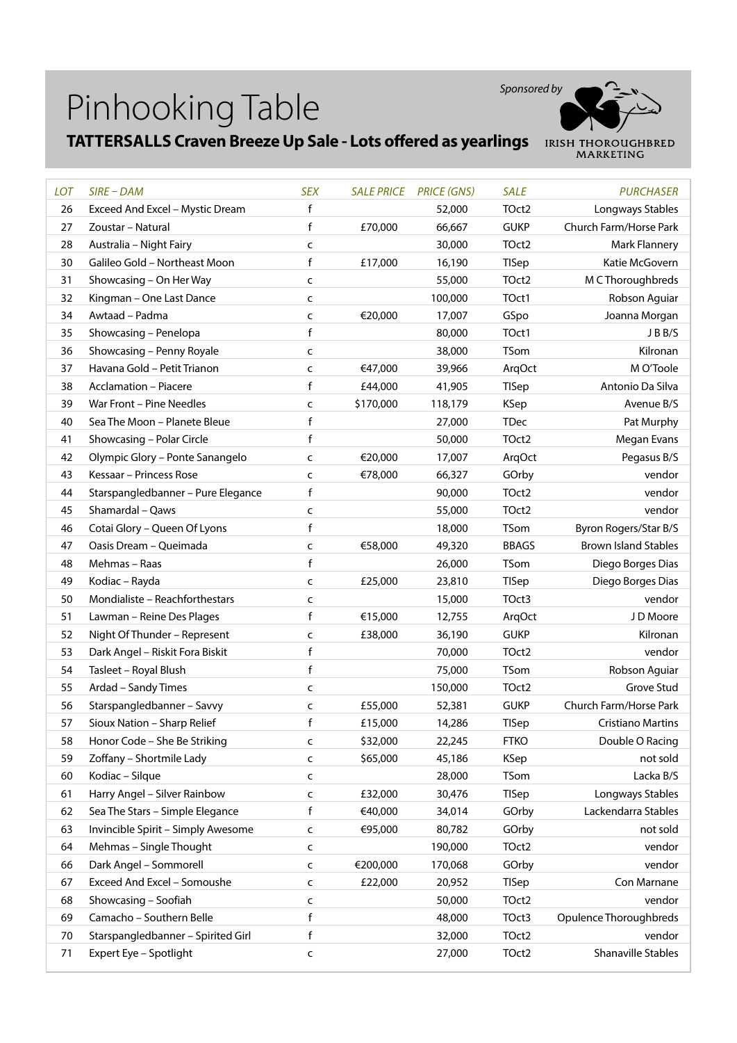# Pinhooking Table

Sponsored by IRISH THOROUGHBRED MARKETING

**TATTERSALLS Craven Breeze Up Sale - Lots offered as yearlings**

| LOT | SIRE – DAM | SEX | SALE PRICE | PRICE (GNS) | SALE | PURCHASER |
|---|---|---|---|---|---|---|
| 26 | Exceed And Excel – Mystic Dream | f | | 52,000 | TOct2 | Longways Stables |
| 27 | Zoustar – Natural | f | £70,000 | 66,667 | GUKP | Church Farm/Horse Park |
| 28 | Australia – Night Fairy | c | | 30,000 | TOct2 | Mark Flannery |
| 30 | Galileo Gold – Northeast Moon | f | £17,000 | 16,190 | TISep | Katie McGovern |
| 31 | Showcasing – On Her Way | c | | 55,000 | TOct2 | M C Thoroughbreds |
| 32 | Kingman – One Last Dance | c | | 100,000 | TOct1 | Robson Aguiar |
| 34 | Awtaad – Padma | c | €20,000 | 17,007 | GSpo | Joanna Morgan |
| 35 | Showcasing – Penelopa | f | | 80,000 | TOct1 | J B B/S |
| 36 | Showcasing – Penny Royale | c | | 38,000 | TSom | Kilronan |
| 37 | Havana Gold – Petit Trianon | c | €47,000 | 39,966 | ArqOct | M O'Toole |
| 38 | Acclamation – Piacere | f | £44,000 | 41,905 | TISep | Antonio Da Silva |
| 39 | War Front – Pine Needles | c | $170,000 | 118,179 | KSep | Avenue B/S |
| 40 | Sea The Moon – Planete Bleue | f | | 27,000 | TDec | Pat Murphy |
| 41 | Showcasing – Polar Circle | f | | 50,000 | TOct2 | Megan Evans |
| 42 | Olympic Glory – Ponte Sanangelo | c | €20,000 | 17,007 | ArqOct | Pegasus B/S |
| 43 | Kessaar – Princess Rose | c | €78,000 | 66,327 | GOrby | vendor |
| 44 | Starspangledbanner – Pure Elegance | f | | 90,000 | TOct2 | vendor |
| 45 | Shamardal – Qaws | c | | 55,000 | TOct2 | vendor |
| 46 | Cotai Glory – Queen Of Lyons | f | | 18,000 | TSom | Byron Rogers/Star B/S |
| 47 | Oasis Dream – Queimada | c | €58,000 | 49,320 | BBAGS | Brown Island Stables |
| 48 | Mehmas – Raas | f | | 26,000 | TSom | Diego Borges Dias |
| 49 | Kodiac – Rayda | c | £25,000 | 23,810 | TISep | Diego Borges Dias |
| 50 | Mondialiste – Reachforthestars | c | | 15,000 | TOct3 | vendor |
| 51 | Lawman – Reine Des Plages | f | €15,000 | 12,755 | ArqOct | J D Moore |
| 52 | Night Of Thunder – Represent | c | £38,000 | 36,190 | GUKP | Kilronan |
| 53 | Dark Angel – Riskit Fora Biskit | f | | 70,000 | TOct2 | vendor |
| 54 | Tasleet – Royal Blush | f | | 75,000 | TSom | Robson Aguiar |
| 55 | Ardad – Sandy Times | c | | 150,000 | TOct2 | Grove Stud |
| 56 | Starspangledbanner – Savvy | c | £55,000 | 52,381 | GUKP | Church Farm/Horse Park |
| 57 | Sioux Nation – Sharp Relief | f | £15,000 | 14,286 | TISep | Cristiano Martins |
| 58 | Honor Code – She Be Striking | c | $32,000 | 22,245 | FTKO | Double O Racing |
| 59 | Zoffany – Shortmile Lady | c | $65,000 | 45,186 | KSep | not sold |
| 60 | Kodiac – Silque | c | | 28,000 | TSom | Lacka B/S |
| 61 | Harry Angel – Silver Rainbow | c | £32,000 | 30,476 | TISep | Longways Stables |
| 62 | Sea The Stars – Simple Elegance | f | €40,000 | 34,014 | GOrby | Lackendarra Stables |
| 63 | Invincible Spirit – Simply Awesome | c | €95,000 | 80,782 | GOrby | not sold |
| 64 | Mehmas – Single Thought | c | | 190,000 | TOct2 | vendor |
| 66 | Dark Angel – Sommorell | c | €200,000 | 170,068 | GOrby | vendor |
| 67 | Exceed And Excel – Somoushe | c | £22,000 | 20,952 | TISep | Con Marnane |
| 68 | Showcasing – Soofiah | c | | 50,000 | TOct2 | vendor |
| 69 | Camacho – Southern Belle | f | | 48,000 | TOct3 | Opulence Thoroughbreds |
| 70 | Starspangledbanner – Spirited Girl | f | | 32,000 | TOct2 | vendor |
| 71 | Expert Eye – Spotlight | c | | 27,000 | TOct2 | Shanaville Stables |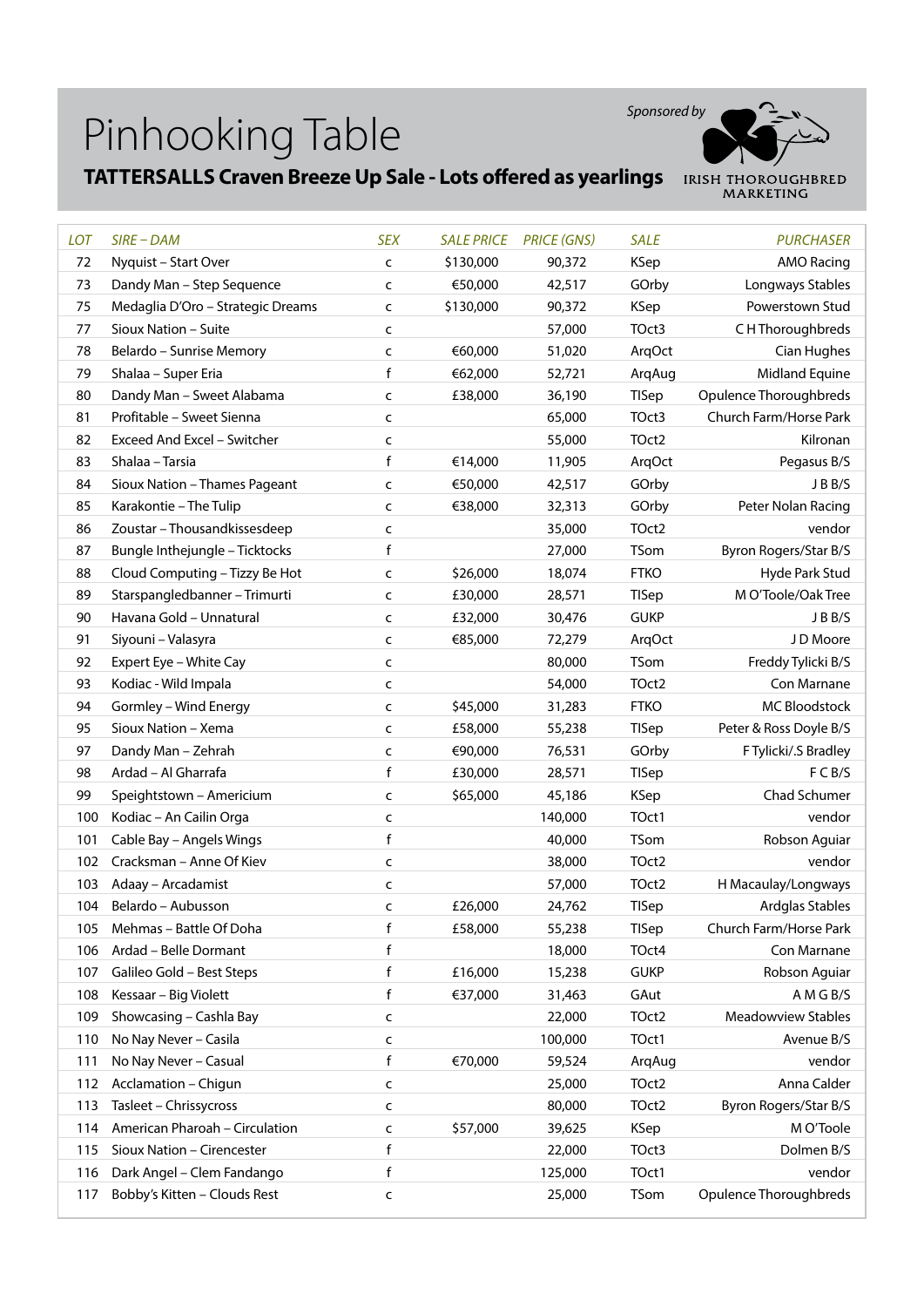# Pinhooking Table

## TATTERSALLS Craven Breeze Up Sale - Lots offered as yearlings

Sponsored by IRISH THOROUGHBRED MARKETING

| LOT | SIRE – DAM | SEX | SALE PRICE | PRICE (GNS) | SALE | PURCHASER |
|---|---|---|---|---|---|---|
| 72 | Nyquist – Start Over | c | $130,000 | 90,372 | KSep | AMO Racing |
| 73 | Dandy Man – Step Sequence | c | €50,000 | 42,517 | GOrby | Longways Stables |
| 75 | Medaglia D'Oro – Strategic Dreams | c | $130,000 | 90,372 | KSep | Powerstown Stud |
| 77 | Sioux Nation – Suite | c | | 57,000 | TOct3 | C H Thoroughbreds |
| 78 | Belardo – Sunrise Memory | c | €60,000 | 51,020 | ArqOct | Cian Hughes |
| 79 | Shalaa – Super Eria | f | €62,000 | 52,721 | ArqAug | Midland Equine |
| 80 | Dandy Man – Sweet Alabama | c | £38,000 | 36,190 | TISep | Opulence Thoroughbreds |
| 81 | Profitable – Sweet Sienna | c | | 65,000 | TOct3 | Church Farm/Horse Park |
| 82 | Exceed And Excel – Switcher | c | | 55,000 | TOct2 | Kilronan |
| 83 | Shalaa – Tarsia | f | €14,000 | 11,905 | ArqOct | Pegasus B/S |
| 84 | Sioux Nation – Thames Pageant | c | €50,000 | 42,517 | GOrby | J B B/S |
| 85 | Karakontie – The Tulip | c | €38,000 | 32,313 | GOrby | Peter Nolan Racing |
| 86 | Zoustar – Thousandkissesdeep | c | | 35,000 | TOct2 | vendor |
| 87 | Bungle Inthejungle – Ticktocks | f | | 27,000 | TSom | Byron Rogers/Star B/S |
| 88 | Cloud Computing – Tizzy Be Hot | c | $26,000 | 18,074 | FTKO | Hyde Park Stud |
| 89 | Starspangledbanner – Trimurti | c | £30,000 | 28,571 | TISep | M O'Toole/Oak Tree |
| 90 | Havana Gold – Unnatural | c | £32,000 | 30,476 | GUKP | J B B/S |
| 91 | Siyouni – Valasyra | c | €85,000 | 72,279 | ArqOct | J D Moore |
| 92 | Expert Eye – White Cay | c | | 80,000 | TSom | Freddy Tylicki B/S |
| 93 | Kodiac - Wild Impala | c | | 54,000 | TOct2 | Con Marnane |
| 94 | Gormley – Wind Energy | c | $45,000 | 31,283 | FTKO | MC Bloodstock |
| 95 | Sioux Nation – Xema | c | £58,000 | 55,238 | TISep | Peter & Ross Doyle B/S |
| 97 | Dandy Man – Zehrah | c | €90,000 | 76,531 | GOrby | F Tylicki/.S Bradley |
| 98 | Ardad – Al Gharrafa | f | £30,000 | 28,571 | TISep | F C B/S |
| 99 | Speightstown – Americium | c | $65,000 | 45,186 | KSep | Chad Schumer |
| 100 | Kodiac – An Cailin Orga | c | | 140,000 | TOct1 | vendor |
| 101 | Cable Bay – Angels Wings | f | | 40,000 | TSom | Robson Aguiar |
| 102 | Cracksman – Anne Of Kiev | c | | 38,000 | TOct2 | vendor |
| 103 | Adaay – Arcadamist | c | | 57,000 | TOct2 | H Macaulay/Longways |
| 104 | Belardo – Aubusson | c | £26,000 | 24,762 | TISep | Ardglas Stables |
| 105 | Mehmas – Battle Of Doha | f | £58,000 | 55,238 | TISep | Church Farm/Horse Park |
| 106 | Ardad – Belle Dormant | f | | 18,000 | TOct4 | Con Marnane |
| 107 | Galileo Gold – Best Steps | f | £16,000 | 15,238 | GUKP | Robson Aguiar |
| 108 | Kessaar – Big Violett | f | €37,000 | 31,463 | GAut | A M G B/S |
| 109 | Showcasing – Cashla Bay | c | | 22,000 | TOct2 | Meadowview Stables |
| 110 | No Nay Never – Casila | c | | 100,000 | TOct1 | Avenue B/S |
| 111 | No Nay Never – Casual | f | €70,000 | 59,524 | ArqAug | vendor |
| 112 | Acclamation – Chigun | c | | 25,000 | TOct2 | Anna Calder |
| 113 | Tasleet – Chrissycross | c | | 80,000 | TOct2 | Byron Rogers/Star B/S |
| 114 | American Pharoah – Circulation | c | $57,000 | 39,625 | KSep | M O'Toole |
| 115 | Sioux Nation – Cirencester | f | | 22,000 | TOct3 | Dolmen B/S |
| 116 | Dark Angel – Clem Fandango | f | | 125,000 | TOct1 | vendor |
| 117 | Bobby's Kitten – Clouds Rest | c | | 25,000 | TSom | Opulence Thoroughbreds |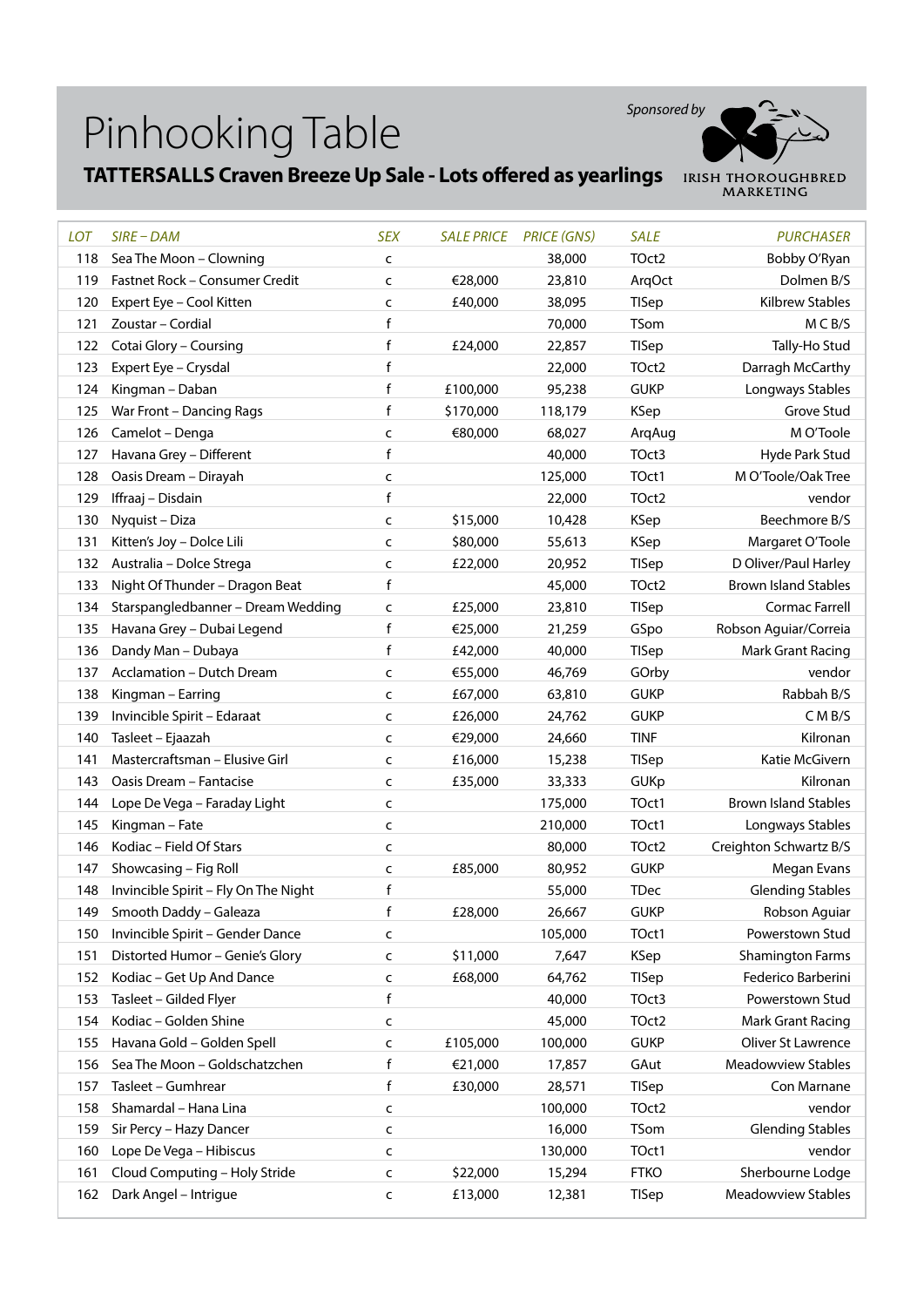# Pinhooking Table

## TATTERSALLS Craven Breeze Up Sale - Lots offered as yearlings

Sponsored by IRISH THOROUGHBRED MARKETING

| LOT | SIRE – DAM | SEX | SALE PRICE | PRICE (GNS) | SALE | PURCHASER |
|---|---|---|---|---|---|---|
| 118 | Sea The Moon – Clowning | c | | 38,000 | TOct2 | Bobby O'Ryan |
| 119 | Fastnet Rock – Consumer Credit | c | €28,000 | 23,810 | ArqOct | Dolmen B/S |
| 120 | Expert Eye – Cool Kitten | c | £40,000 | 38,095 | TISep | Kilbrew Stables |
| 121 | Zoustar – Cordial | f | | 70,000 | TSom | M C B/S |
| 122 | Cotai Glory – Coursing | f | £24,000 | 22,857 | TISep | Tally-Ho Stud |
| 123 | Expert Eye – Crysdal | f | | 22,000 | TOct2 | Darragh McCarthy |
| 124 | Kingman – Daban | f | £100,000 | 95,238 | GUKP | Longways Stables |
| 125 | War Front – Dancing Rags | f | $170,000 | 118,179 | KSep | Grove Stud |
| 126 | Camelot – Denga | c | €80,000 | 68,027 | ArqAug | M O'Toole |
| 127 | Havana Grey – Different | f | | 40,000 | TOct3 | Hyde Park Stud |
| 128 | Oasis Dream – Dirayah | c | | 125,000 | TOct1 | M O'Toole/Oak Tree |
| 129 | Iffraaj – Disdain | f | | 22,000 | TOct2 | vendor |
| 130 | Nyquist – Diza | c | $15,000 | 10,428 | KSep | Beechmore B/S |
| 131 | Kitten's Joy – Dolce Lili | c | $80,000 | 55,613 | KSep | Margaret O'Toole |
| 132 | Australia – Dolce Strega | c | £22,000 | 20,952 | TISep | D Oliver/Paul Harley |
| 133 | Night Of Thunder – Dragon Beat | f | | 45,000 | TOct2 | Brown Island Stables |
| 134 | Starspangledbanner – Dream Wedding | c | £25,000 | 23,810 | TISep | Cormac Farrell |
| 135 | Havana Grey – Dubai Legend | f | €25,000 | 21,259 | GSpo | Robson Aguiar/Correia |
| 136 | Dandy Man – Dubaya | f | £42,000 | 40,000 | TISep | Mark Grant Racing |
| 137 | Acclamation – Dutch Dream | c | €55,000 | 46,769 | GOrby | vendor |
| 138 | Kingman – Earring | c | £67,000 | 63,810 | GUKP | Rabbah B/S |
| 139 | Invincible Spirit – Edaraat | c | £26,000 | 24,762 | GUKP | C M B/S |
| 140 | Tasleet – Ejaazah | c | €29,000 | 24,660 | TINF | Kilronan |
| 141 | Mastercraftsman – Elusive Girl | c | £16,000 | 15,238 | TISep | Katie McGivern |
| 143 | Oasis Dream – Fantacise | c | £35,000 | 33,333 | GUKp | Kilronan |
| 144 | Lope De Vega – Faraday Light | c | | 175,000 | TOct1 | Brown Island Stables |
| 145 | Kingman – Fate | c | | 210,000 | TOct1 | Longways Stables |
| 146 | Kodiac – Field Of Stars | c | | 80,000 | TOct2 | Creighton Schwartz B/S |
| 147 | Showcasing – Fig Roll | c | £85,000 | 80,952 | GUKP | Megan Evans |
| 148 | Invincible Spirit – Fly On The Night | f | | 55,000 | TDec | Glending Stables |
| 149 | Smooth Daddy – Galeaza | f | £28,000 | 26,667 | GUKP | Robson Aguiar |
| 150 | Invincible Spirit – Gender Dance | c | | 105,000 | TOct1 | Powerstown Stud |
| 151 | Distorted Humor – Genie's Glory | c | $11,000 | 7,647 | KSep | Shamington Farms |
| 152 | Kodiac – Get Up And Dance | c | £68,000 | 64,762 | TISep | Federico Barberini |
| 153 | Tasleet – Gilded Flyer | f | | 40,000 | TOct3 | Powerstown Stud |
| 154 | Kodiac – Golden Shine | c | | 45,000 | TOct2 | Mark Grant Racing |
| 155 | Havana Gold – Golden Spell | c | £105,000 | 100,000 | GUKP | Oliver St Lawrence |
| 156 | Sea The Moon – Goldschatzchen | f | €21,000 | 17,857 | GAut | Meadowview Stables |
| 157 | Tasleet – Gumhrear | f | £30,000 | 28,571 | TISep | Con Marnane |
| 158 | Shamardal – Hana Lina | c | | 100,000 | TOct2 | vendor |
| 159 | Sir Percy – Hazy Dancer | c | | 16,000 | TSom | Glending Stables |
| 160 | Lope De Vega – Hibiscus | c | | 130,000 | TOct1 | vendor |
| 161 | Cloud Computing – Holy Stride | c | $22,000 | 15,294 | FTKO | Sherbourne Lodge |
| 162 | Dark Angel – Intrigue | c | £13,000 | 12,381 | TISep | Meadowview Stables |